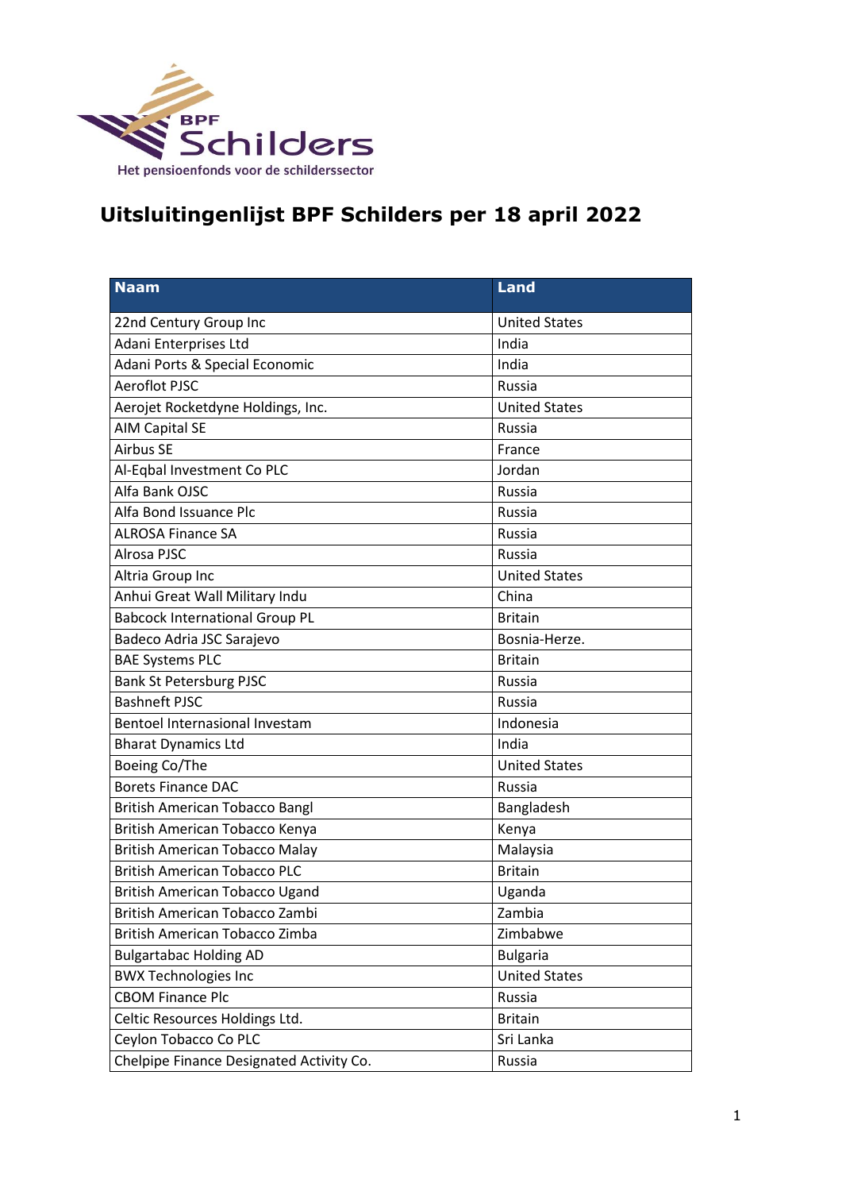# Uitsluitingenlijst BPF Schilders per 18 april 2022

| Naam | Land |
|---|---|
| 22nd Century Group Inc | United States |
| Adani Enterprises Ltd | India |
| Adani Ports & Special Economic | India |
| Aeroflot PJSC | Russia |
| Aerojet Rocketdyne Holdings, Inc. | United States |
| AIM Capital SE | Russia |
| Airbus SE | France |
| Al-Eqbal Investment Co PLC | Jordan |
| Alfa Bank OJSC | Russia |
| Alfa Bond Issuance Plc | Russia |
| ALROSA Finance SA | Russia |
| Alrosa PJSC | Russia |
| Altria Group Inc | United States |
| Anhui Great Wall Military Indu | China |
| Babcock International Group PL | Britain |
| Badeco Adria JSC Sarajevo | Bosnia-Herze. |
| BAE Systems PLC | Britain |
| Bank St Petersburg PJSC | Russia |
| Bashneft PJSC | Russia |
| Bentoel Internasional Investam | Indonesia |
| Bharat Dynamics Ltd | India |
| Boeing Co/The | United States |
| Borets Finance DAC | Russia |
| British American Tobacco Bangl | Bangladesh |
| British American Tobacco Kenya | Kenya |
| British American Tobacco Malay | Malaysia |
| British American Tobacco PLC | Britain |
| British American Tobacco Ugand | Uganda |
| British American Tobacco Zambi | Zambia |
| British American Tobacco Zimba | Zimbabwe |
| Bulgartabac Holding AD | Bulgaria |
| BWX Technologies Inc | United States |
| CBOM Finance Plc | Russia |
| Celtic Resources Holdings Ltd. | Britain |
| Ceylon Tobacco Co PLC | Sri Lanka |
| Chelpipe Finance Designated Activity Co. | Russia |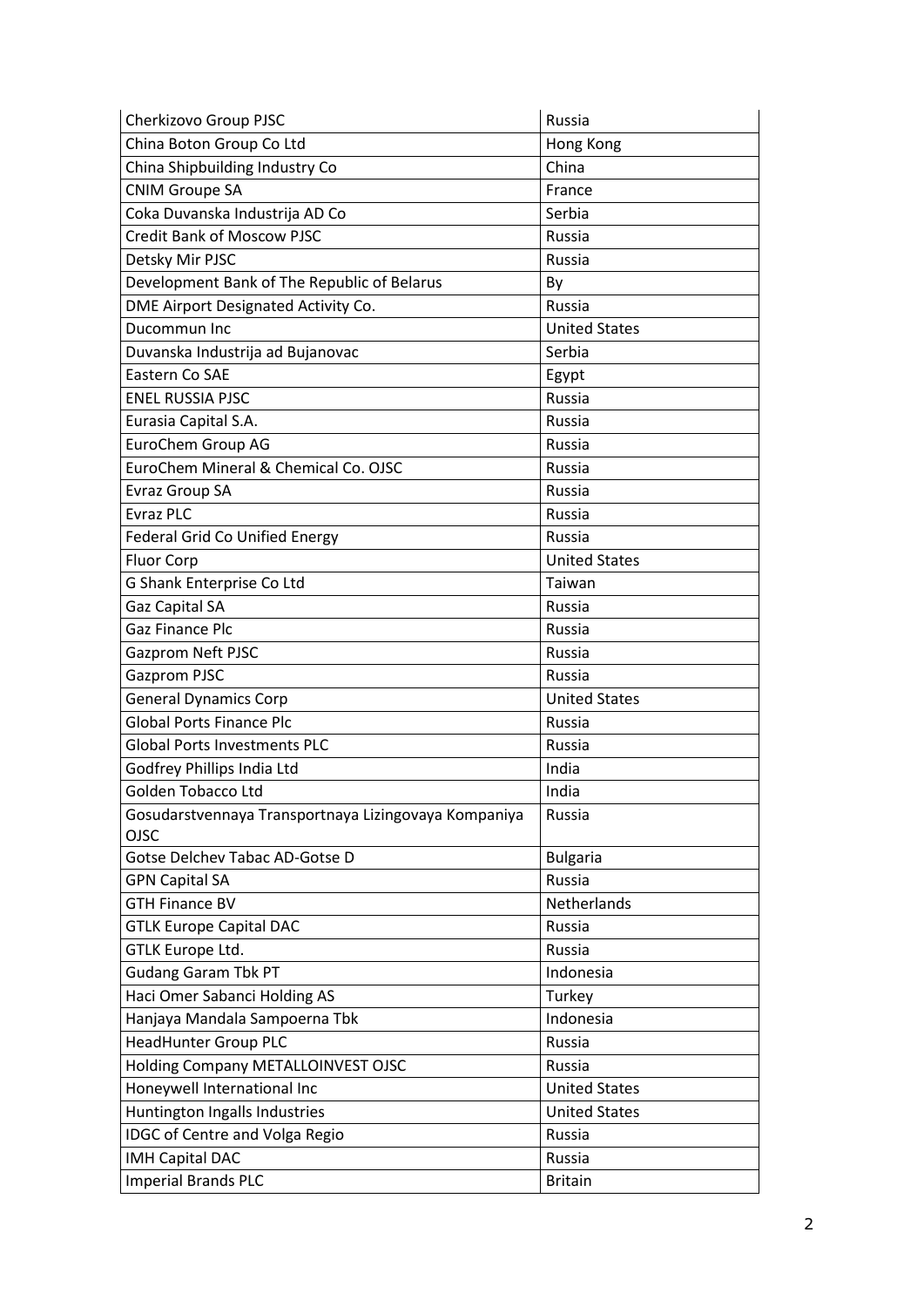| Cherkizovo Group PJSC | Russia |
| --- | --- |
| China Boton Group Co Ltd | Hong Kong |
| China Shipbuilding Industry Co | China |
| CNIM Groupe SA | France |
| Coka Duvanska Industrija AD Co | Serbia |
| Credit Bank of Moscow PJSC | Russia |
| Detsky Mir PJSC | Russia |
| Development Bank of The Republic of Belarus | By |
| DME Airport Designated Activity Co. | Russia |
| Ducommun Inc | United States |
| Duvanska Industrija ad Bujanovac | Serbia |
| Eastern Co SAE | Egypt |
| ENEL RUSSIA PJSC | Russia |
| Eurasia Capital S.A. | Russia |
| EuroChem Group AG | Russia |
| EuroChem Mineral & Chemical Co. OJSC | Russia |
| Evraz Group SA | Russia |
| Evraz PLC | Russia |
| Federal Grid Co Unified Energy | Russia |
| Fluor Corp | United States |
| G Shank Enterprise Co Ltd | Taiwan |
| Gaz Capital SA | Russia |
| Gaz Finance Plc | Russia |
| Gazprom Neft PJSC | Russia |
| Gazprom PJSC | Russia |
| General Dynamics Corp | United States |
| Global Ports Finance Plc | Russia |
| Global Ports Investments PLC | Russia |
| Godfrey Phillips India Ltd | India |
| Golden Tobacco Ltd | India |
| Gosudarstvennaya Transportnaya Lizingovaya Kompaniya OJSC | Russia |
| Gotse Delchev Tabac AD-Gotse D | Bulgaria |
| GPN Capital SA | Russia |
| GTH Finance BV | Netherlands |
| GTLK Europe Capital DAC | Russia |
| GTLK Europe Ltd. | Russia |
| Gudang Garam Tbk PT | Indonesia |
| Haci Omer Sabanci Holding AS | Turkey |
| Hanjaya Mandala Sampoerna Tbk | Indonesia |
| HeadHunter Group PLC | Russia |
| Holding Company METALLOINVEST OJSC | Russia |
| Honeywell International Inc | United States |
| Huntington Ingalls Industries | United States |
| IDGC of Centre and Volga Regio | Russia |
| IMH Capital DAC | Russia |
| Imperial Brands PLC | Britain |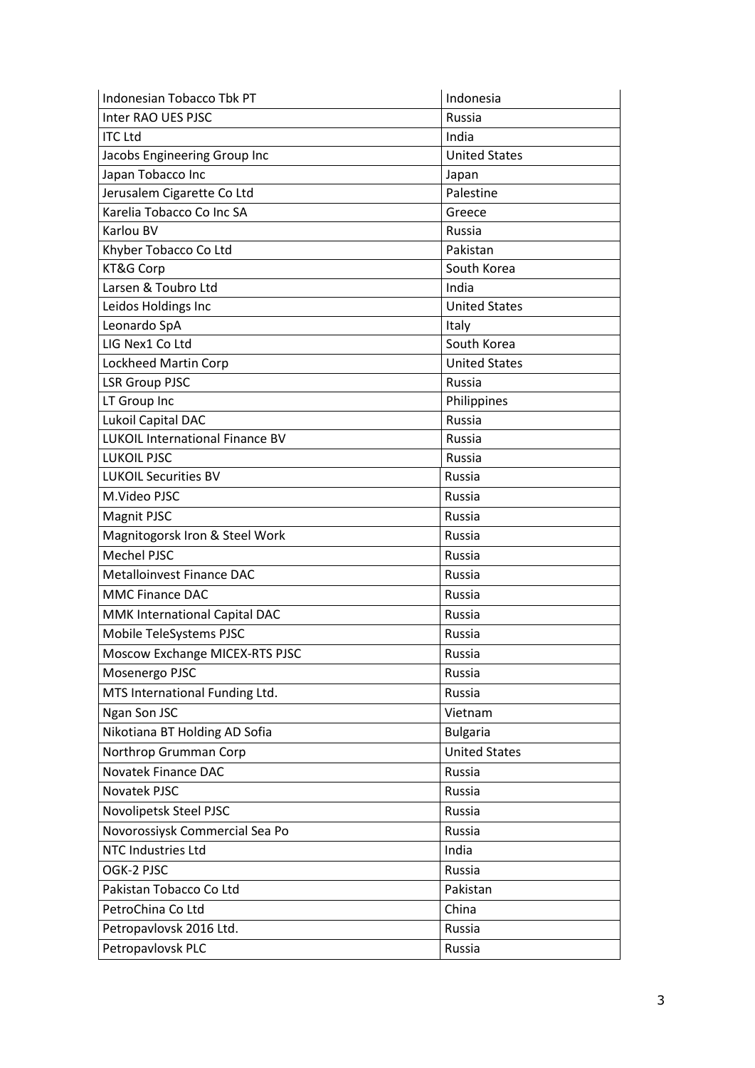| Indonesian Tobacco Tbk PT | Indonesia |
|---|---|
| Inter RAO UES PJSC | Russia |
| ITC Ltd | India |
| Jacobs Engineering Group Inc | United States |
| Japan Tobacco Inc | Japan |
| Jerusalem Cigarette Co Ltd | Palestine |
| Karelia Tobacco Co Inc SA | Greece |
| Karlou BV | Russia |
| Khyber Tobacco Co Ltd | Pakistan |
| KT&G Corp | South Korea |
| Larsen & Toubro Ltd | India |
| Leidos Holdings Inc | United States |
| Leonardo SpA | Italy |
| LIG Nex1 Co Ltd | South Korea |
| Lockheed Martin Corp | United States |
| LSR Group PJSC | Russia |
| LT Group Inc | Philippines |
| Lukoil Capital DAC | Russia |
| LUKOIL International Finance BV | Russia |
| LUKOIL PJSC | Russia |
| LUKOIL Securities BV | Russia |
| M.Video PJSC | Russia |
| Magnit PJSC | Russia |
| Magnitogorsk Iron & Steel Work | Russia |
| Mechel PJSC | Russia |
| Metalloinvest Finance DAC | Russia |
| MMC Finance DAC | Russia |
| MMK International Capital DAC | Russia |
| Mobile TeleSystems PJSC | Russia |
| Moscow Exchange MICEX-RTS PJSC | Russia |
| Mosenergo PJSC | Russia |
| MTS International Funding Ltd. | Russia |
| Ngan Son JSC | Vietnam |
| Nikotiana BT Holding AD Sofia | Bulgaria |
| Northrop Grumman Corp | United States |
| Novatek Finance DAC | Russia |
| Novatek PJSC | Russia |
| Novolipetsk Steel PJSC | Russia |
| Novorossiysk Commercial Sea Po | Russia |
| NTC Industries Ltd | India |
| OGK-2 PJSC | Russia |
| Pakistan Tobacco Co Ltd | Pakistan |
| PetroChina Co Ltd | China |
| Petropavlovsk 2016 Ltd. | Russia |
| Petropavlovsk PLC | Russia |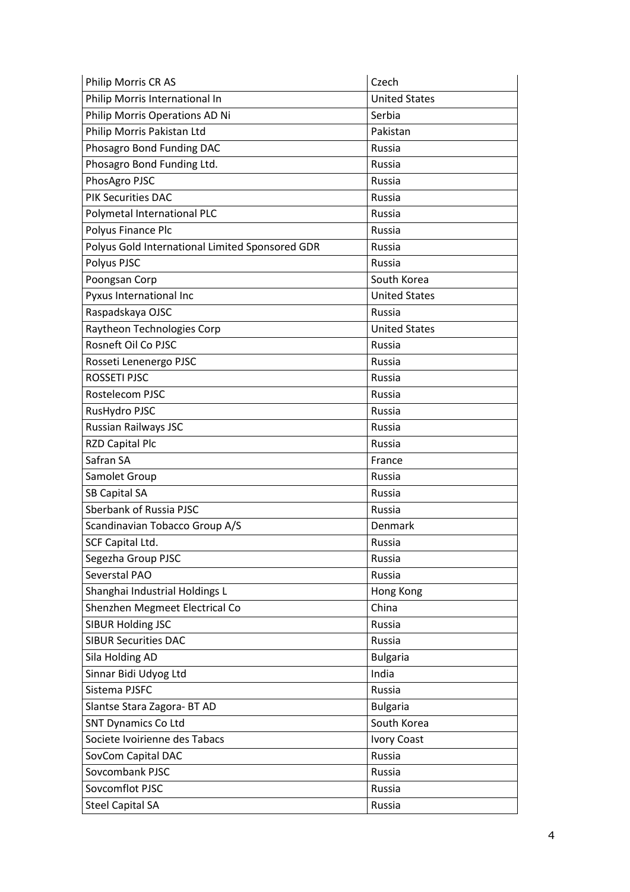| | |
|---|---|
| Philip Morris CR AS | Czech |
| Philip Morris International In | United States |
| Philip Morris Operations AD Ni | Serbia |
| Philip Morris Pakistan Ltd | Pakistan |
| Phosagro Bond Funding DAC | Russia |
| Phosagro Bond Funding Ltd. | Russia |
| PhosAgro PJSC | Russia |
| PIK Securities DAC | Russia |
| Polymetal International PLC | Russia |
| Polyus Finance Plc | Russia |
| Polyus Gold International Limited Sponsored GDR | Russia |
| Polyus PJSC | Russia |
| Poongsan Corp | South Korea |
| Pyxus International Inc | United States |
| Raspadskaya OJSC | Russia |
| Raytheon Technologies Corp | United States |
| Rosneft Oil Co PJSC | Russia |
| Rosseti Lenenergo PJSC | Russia |
| ROSSETI PJSC | Russia |
| Rostelecom PJSC | Russia |
| RusHydro PJSC | Russia |
| Russian Railways JSC | Russia |
| RZD Capital Plc | Russia |
| Safran SA | France |
| Samolet Group | Russia |
| SB Capital SA | Russia |
| Sberbank of Russia PJSC | Russia |
| Scandinavian Tobacco Group A/S | Denmark |
| SCF Capital Ltd. | Russia |
| Segezha Group PJSC | Russia |
| Severstal PAO | Russia |
| Shanghai Industrial Holdings L | Hong Kong |
| Shenzhen Megmeet Electrical Co | China |
| SIBUR Holding JSC | Russia |
| SIBUR Securities DAC | Russia |
| Sila Holding AD | Bulgaria |
| Sinnar Bidi Udyog Ltd | India |
| Sistema PJSFC | Russia |
| Slantse Stara Zagora- BT AD | Bulgaria |
| SNT Dynamics Co Ltd | South Korea |
| Societe Ivoirienne des Tabacs | Ivory Coast |
| SovCom Capital DAC | Russia |
| Sovcombank PJSC | Russia |
| Sovcomflot PJSC | Russia |
| Steel Capital SA | Russia |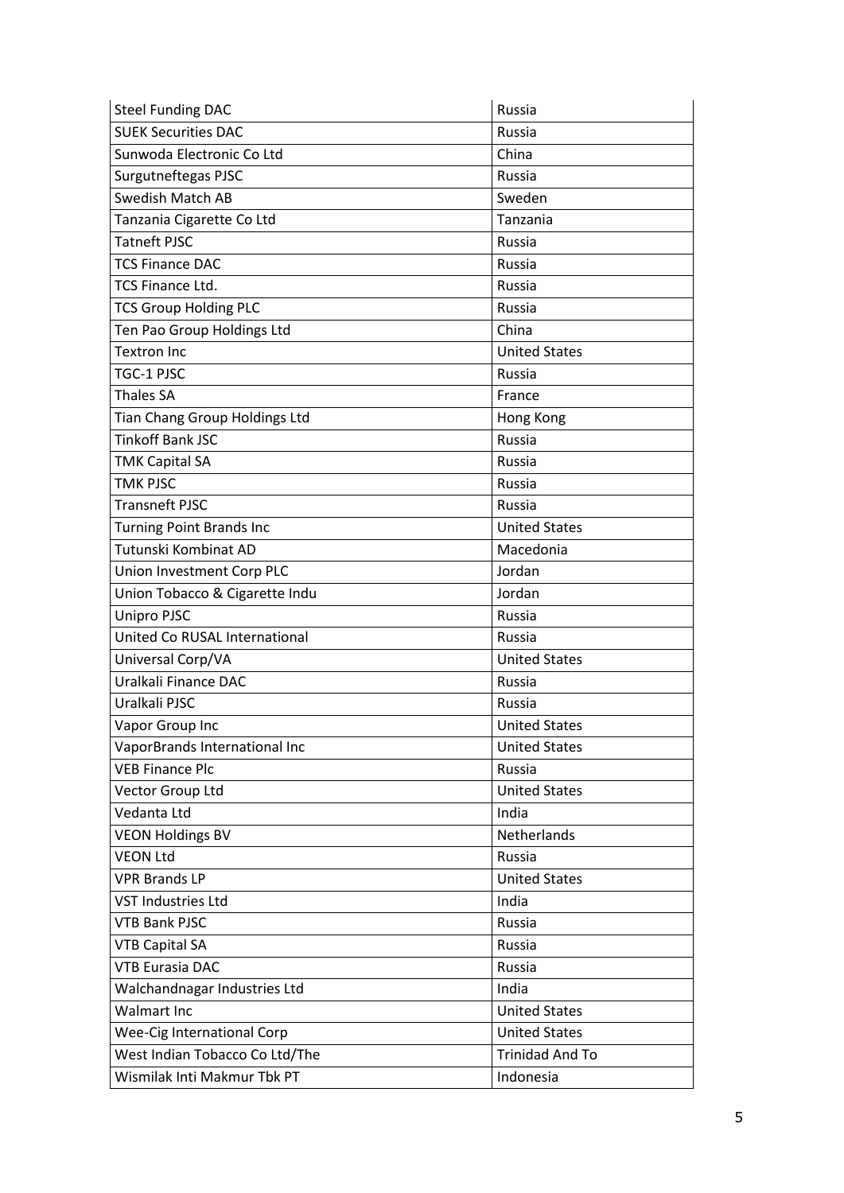| Steel Funding DAC | Russia |
|---|---|
| SUEK Securities DAC | Russia |
| Sunwoda Electronic Co Ltd | China |
| Surgutneftegas PJSC | Russia |
| Swedish Match AB | Sweden |
| Tanzania Cigarette Co Ltd | Tanzania |
| Tatneft PJSC | Russia |
| TCS Finance DAC | Russia |
| TCS Finance Ltd. | Russia |
| TCS Group Holding PLC | Russia |
| Ten Pao Group Holdings Ltd | China |
| Textron Inc | United States |
| TGC-1 PJSC | Russia |
| Thales SA | France |
| Tian Chang Group Holdings Ltd | Hong Kong |
| Tinkoff Bank JSC | Russia |
| TMK Capital SA | Russia |
| TMK PJSC | Russia |
| Transneft PJSC | Russia |
| Turning Point Brands Inc | United States |
| Tutunski Kombinat AD | Macedonia |
| Union Investment Corp PLC | Jordan |
| Union Tobacco & Cigarette Indu | Jordan |
| Unipro PJSC | Russia |
| United Co RUSAL International | Russia |
| Universal Corp/VA | United States |
| Uralkali Finance DAC | Russia |
| Uralkali PJSC | Russia |
| Vapor Group Inc | United States |
| VaporBrands International Inc | United States |
| VEB Finance Plc | Russia |
| Vector Group Ltd | United States |
| Vedanta Ltd | India |
| VEON Holdings BV | Netherlands |
| VEON Ltd | Russia |
| VPR Brands LP | United States |
| VST Industries Ltd | India |
| VTB Bank PJSC | Russia |
| VTB Capital SA | Russia |
| VTB Eurasia DAC | Russia |
| Walchandnagar Industries Ltd | India |
| Walmart Inc | United States |
| Wee-Cig International Corp | United States |
| West Indian Tobacco Co Ltd/The | Trinidad And To |
| Wismilak Inti Makmur Tbk PT | Indonesia |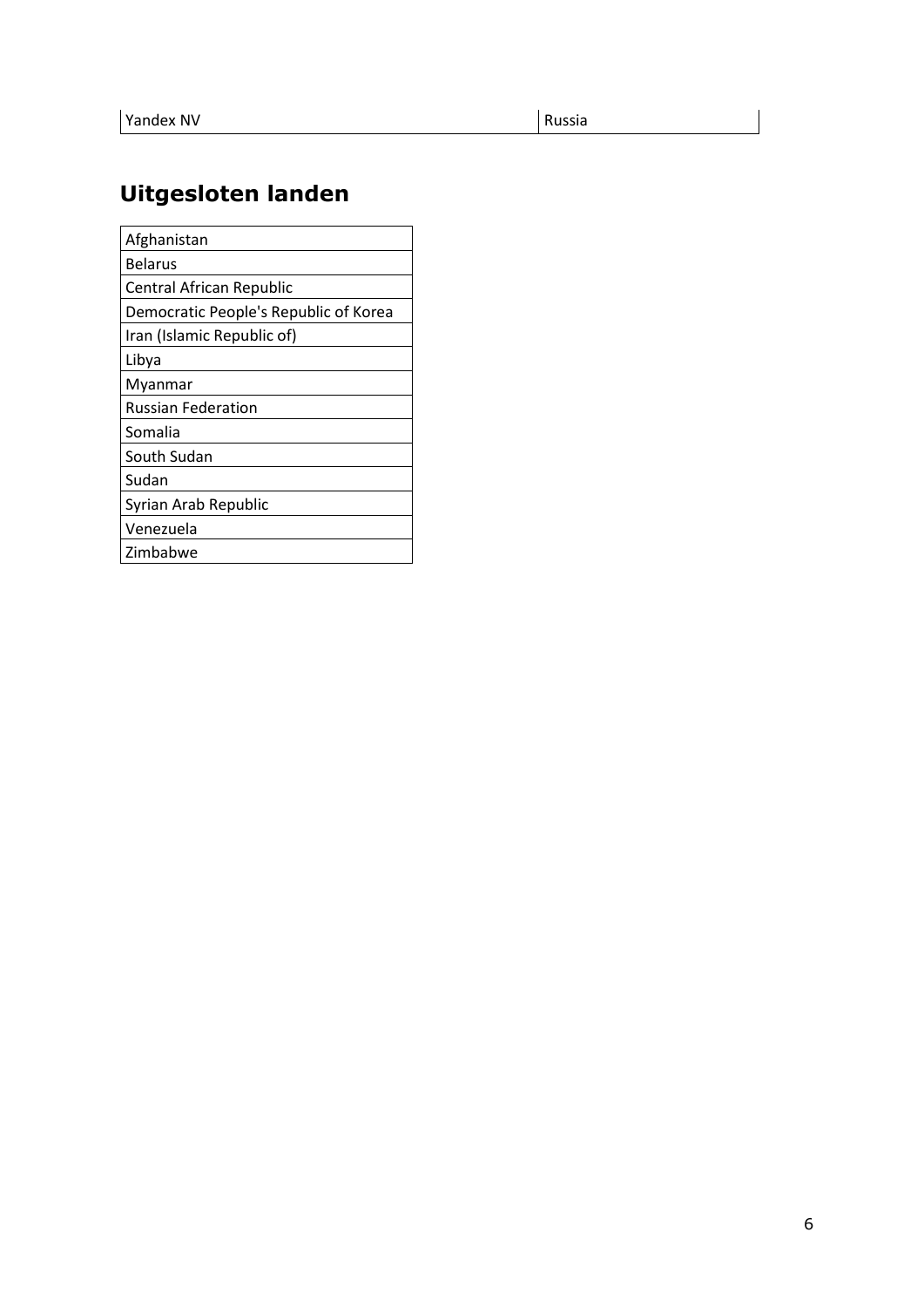| | |
|---|---|
| Yandex NV | Russia |

## Uitgesloten landen

| |
|---|
| Afghanistan |
| Belarus |
| Central African Republic |
| Democratic People's Republic of Korea |
| Iran (Islamic Republic of) |
| Libya |
| Myanmar |
| Russian Federation |
| Somalia |
| South Sudan |
| Sudan |
| Syrian Arab Republic |
| Venezuela |
| Zimbabwe |